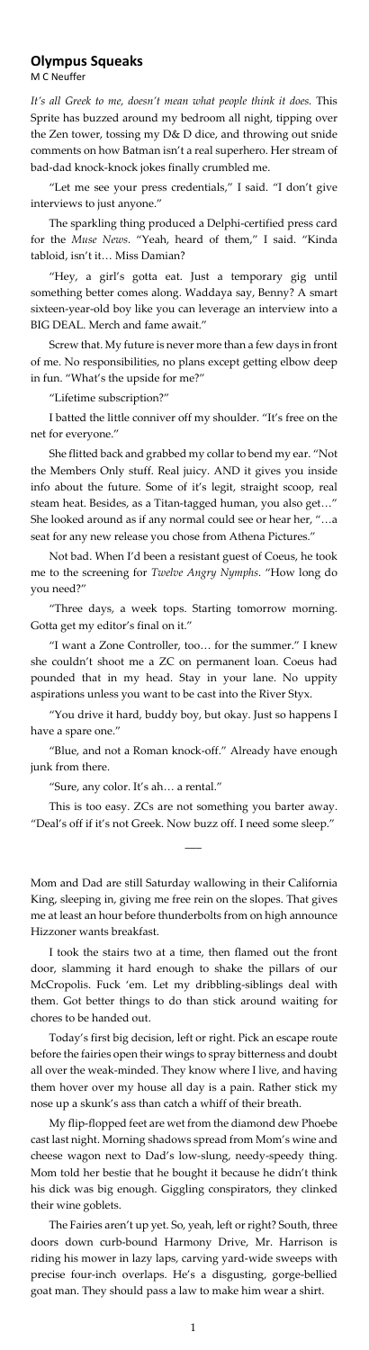# Olympus Squeaks

M C Neuffer

*It's all Greek to me, doesn't mean what people think it does.* This Sprite has buzzed around my bedroom all night, tipping over the Zen tower, tossing my D& D dice, and throwing out snide comments on how Batman isn't a real superhero. Her stream of bad-dad knock-knock jokes finally crumbled me.

"Let me see your press credentials," I said. "I don't give interviews to just anyone."

The sparkling thing produced a Delphi-certified press card for the *Muse News*. "Yeah, heard of them," I said. "Kinda tabloid, isn't it… Miss Damian?"

"Hey, a girl's gotta eat. Just a temporary gig until something better comes along. Waddaya say, Benny? A smart sixteen-year-old boy like you can leverage an interview into a BIG DEAL. Merch and fame await."

Screw that. My future is never more than a few days in front of me. No responsibilities, no plans except getting elbow deep in fun. "What's the upside for me?"

"Lifetime subscription?"

I batted the little conniver off my shoulder. "It's free on the net for everyone."

She flitted back and grabbed my collar to bend my ear. "Not the Members Only stuff. Real juicy. AND it gives you inside info about the future. Some of it's legit, straight scoop, real steam heat. Besides, as a Titan-tagged human, you also get…" She looked around as if any normal could see or hear her, "…a seat for any new release you chose from Athena Pictures."

Not bad. When I'd been a resistant guest of Coeus, he took me to the screening for *Twelve Angry Nymphs*. "How long do you need?"

"Three days, a week tops. Starting tomorrow morning. Gotta get my editor's final on it."

"I want a Zone Controller, too… for the summer." I knew she couldn't shoot me a ZC on permanent loan. Coeus had pounded that in my head. Stay in your lane. No uppity aspirations unless you want to be cast into the River Styx.

"You drive it hard, buddy boy, but okay. Just so happens I have a spare one."

"Blue, and not a Roman knock-off." Already have enough junk from there.

"Sure, any color. It's ah… a rental."

This is too easy. ZCs are not something you barter away. "Deal's off if it's not Greek. Now buzz off. I need some sleep."

---

Mom and Dad are still Saturday wallowing in their California King, sleeping in, giving me free rein on the slopes. That gives me at least an hour before thunderbolts from on high announce Hizzoner wants breakfast.

I took the stairs two at a time, then flamed out the front door, slamming it hard enough to shake the pillars of our McCropolis. Fuck 'em. Let my dribbling-siblings deal with them. Got better things to do than stick around waiting for chores to be handed out.

Today's first big decision, left or right. Pick an escape route before the fairies open their wings to spray bitterness and doubt all over the weak-minded. They know where I live, and having them hover over my house all day is a pain. Rather stick my nose up a skunk's ass than catch a whiff of their breath.

My flip-flopped feet are wet from the diamond dew Phoebe cast last night. Morning shadows spread from Mom's wine and cheese wagon next to Dad's low-slung, needy-speedy thing. Mom told her bestie that he bought it because he didn't think his dick was big enough. Giggling conspirators, they clinked their wine goblets.

The Fairies aren't up yet. So, yeah, left or right? South, three doors down curb-bound Harmony Drive, Mr. Harrison is riding his mower in lazy laps, carving yard-wide sweeps with precise four-inch overlaps. He's a disgusting, gorge-bellied goat man. They should pass a law to make him wear a shirt.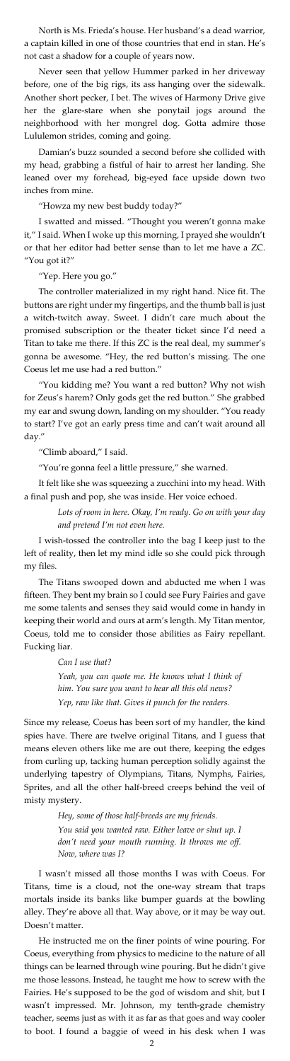North is Ms. Frieda's house. Her husband's a dead warrior, a captain killed in one of those countries that end in stan. He's not cast a shadow for a couple of years now.

Never seen that yellow Hummer parked in her driveway before, one of the big rigs, its ass hanging over the sidewalk. Another short pecker, I bet. The wives of Harmony Drive give her the glare-stare when she ponytail jogs around the neighborhood with her mongrel dog. Gotta admire those Lululemon strides, coming and going.

Damian's buzz sounded a second before she collided with my head, grabbing a fistful of hair to arrest her landing. She leaned over my forehead, big-eyed face upside down two inches from mine.

"Howza my new best buddy today?"

I swatted and missed. "Thought you weren't gonna make it," I said. When I woke up this morning, I prayed she wouldn't or that her editor had better sense than to let me have a ZC. "You got it?"

"Yep. Here you go."

The controller materialized in my right hand. Nice fit. The buttons are right under my fingertips, and the thumb ball is just a witch-twitch away. Sweet. I didn't care much about the promised subscription or the theater ticket since I'd need a Titan to take me there. If this ZC is the real deal, my summer's gonna be awesome. "Hey, the red button's missing. The one Coeus let me use had a red button."

"You kidding me? You want a red button? Why not wish for Zeus's harem? Only gods get the red button." She grabbed my ear and swung down, landing on my shoulder. "You ready to start? I've got an early press time and can't wait around all day."

"Climb aboard," I said.

"You're gonna feel a little pressure," she warned.

It felt like she was squeezing a zucchini into my head. With a final push and pop, she was inside. Her voice echoed.

> *Lots of room in here. Okay, I'm ready. Go on with your day and pretend I'm not even here.*

I wish-tossed the controller into the bag I keep just to the left of reality, then let my mind idle so she could pick through my files.

The Titans swooped down and abducted me when I was fifteen. They bent my brain so I could see Fury Fairies and gave me some talents and senses they said would come in handy in keeping their world and ours at arm's length. My Titan mentor, Coeus, told me to consider those abilities as Fairy repellant. Fucking liar.

> *Can I use that?*
>
> *Yeah, you can quote me. He knows what I think of him. You sure you want to hear all this old news?*
>
> *Yep, raw like that. Gives it punch for the readers.*

Since my release, Coeus has been sort of my handler, the kind spies have. There are twelve original Titans, and I guess that means eleven others like me are out there, keeping the edges from curling up, tacking human perception solidly against the underlying tapestry of Olympians, Titans, Nymphs, Fairies, Sprites, and all the other half-breed creeps behind the veil of misty mystery.

> *Hey, some of those half-breeds are my friends.*
>
> *You said you wanted raw. Either leave or shut up. I don't need your mouth running. It throws me off. Now, where was I?*

I wasn't missed all those months I was with Coeus. For Titans, time is a cloud, not the one-way stream that traps mortals inside its banks like bumper guards at the bowling alley. They're above all that. Way above, or it may be way out. Doesn't matter.

He instructed me on the finer points of wine pouring. For Coeus, everything from physics to medicine to the nature of all things can be learned through wine pouring. But he didn't give me those lessons. Instead, he taught me how to screw with the Fairies. He's supposed to be the god of wisdom and shit, but I wasn't impressed. Mr. Johnson, my tenth-grade chemistry teacher, seems just as with it as far as that goes and way cooler to boot. I found a baggie of weed in his desk when I was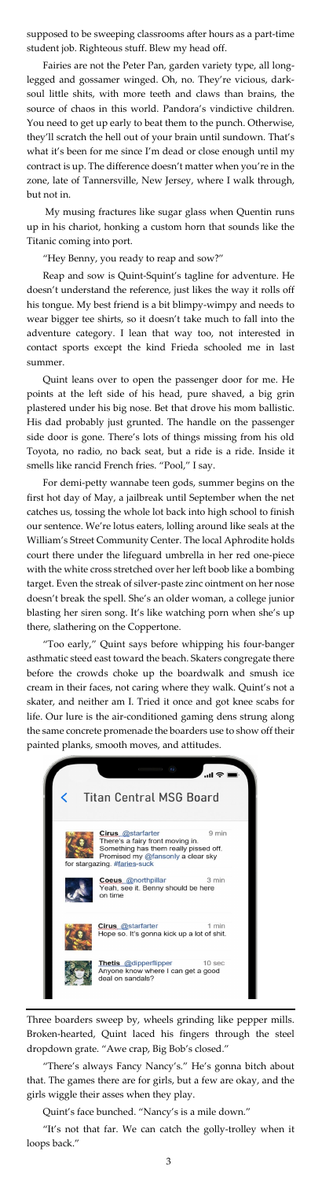supposed to be sweeping classrooms after hours as a part-time student job. Righteous stuff. Blew my head off.

Fairies are not the Peter Pan, garden variety type, all long-legged and gossamer winged. Oh, no. They're vicious, dark-soul little shits, with more teeth and claws than brains, the source of chaos in this world. Pandora's vindictive children. You need to get up early to beat them to the punch. Otherwise, they'll scratch the hell out of your brain until sundown. That's what it's been for me since I'm dead or close enough until my contract is up. The difference doesn't matter when you're in the zone, late of Tannersville, New Jersey, where I walk through, but not in.

My musing fractures like sugar glass when Quentin runs up in his chariot, honking a custom horn that sounds like the Titanic coming into port.

"Hey Benny, you ready to reap and sow?"

Reap and sow is Quint-Squint's tagline for adventure. He doesn't understand the reference, just likes the way it rolls off his tongue. My best friend is a bit blimpy-wimpy and needs to wear bigger tee shirts, so it doesn't take much to fall into the adventure category. I lean that way too, not interested in contact sports except the kind Frieda schooled me in last summer.

Quint leans over to open the passenger door for me. He points at the left side of his head, pure shaved, a big grin plastered under his big nose. Bet that drove his mom ballistic. His dad probably just grunted. The handle on the passenger side door is gone. There's lots of things missing from his old Toyota, no radio, no back seat, but a ride is a ride. Inside it smells like rancid French fries. "Pool," I say.

For demi-petty wannabe teen gods, summer begins on the first hot day of May, a jailbreak until September when the net catches us, tossing the whole lot back into high school to finish our sentence. We're lotus eaters, lolling around like seals at the William's Street Community Center. The local Aphrodite holds court there under the lifeguard umbrella in her red one-piece with the white cross stretched over her left boob like a bombing target. Even the streak of silver-paste zinc ointment on her nose doesn't break the spell. She's an older woman, a college junior blasting her siren song. It's like watching porn when she's up there, slathering on the Coppertone.

"Too early," Quint says before whipping his four-banger asthmatic steed east toward the beach. Skaters congregate there before the crowds choke up the boardwalk and smush ice cream in their faces, not caring where they walk. Quint's not a skater, and neither am I. Tried it once and got knee scabs for life. Our lure is the air-conditioned gaming dens strung along the same concrete promenade the boarders use to show off their painted planks, smooth moves, and attitudes.

**Titan Central MSG Board**

**Cirus** @starfarter — 9 min
There's a fairy front moving in. Something has them really pissed off. Promised my @fansonly a clear sky for stargazing. #faries-suck

**Coeus** @northpillar — 3 min
Yeah, see it. Benny should be here on time

**Cirus** @starfarter — 1 min
Hope so. It's gonna kick up a lot of shit.

**Thetis** @dipperflipper — 10 sec
Anyone know where I can get a good deal on sandals?

Three boarders sweep by, wheels grinding like pepper mills. Broken-hearted, Quint laced his fingers through the steel dropdown grate. "Awe crap, Big Bob's closed."

"There's always Fancy Nancy's." He's gonna bitch about that. The games there are for girls, but a few are okay, and the girls wiggle their asses when they play.

Quint's face bunched. "Nancy's is a mile down."

"It's not that far. We can catch the golly-trolley when it loops back."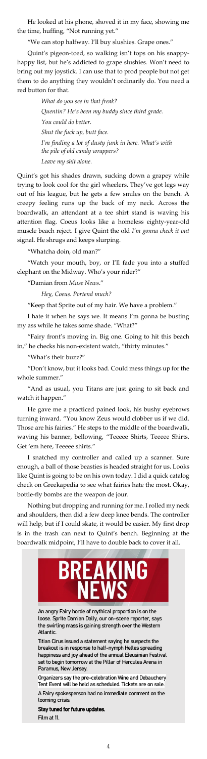He looked at his phone, shoved it in my face, showing me the time, huffing, "Not running yet."

"We can stop halfway. I'll buy slushies. Grape ones."

Quint's pigeon-toed, so walking isn't tops on his snappy-happy list, but he's addicted to grape slushies. Won't need to bring out my joystick. I can use that to prod people but not get them to do anything they wouldn't ordinarily do. You need a red button for that.

> *What do you see in that freak?*
>
> *Quentin? He's been my buddy since third grade.*
>
> *You could do better.*
>
> *Shut the fuck up, butt face.*
>
> *I'm finding a lot of dusty junk in here. What's with the pile of old candy wrappers?*
>
> *Leave my shit alone.*

Quint's got his shades drawn, sucking down a grapey while trying to look cool for the girl wheelers. They've got legs way out of his league, but he gets a few smiles on the bench. A creepy feeling runs up the back of my neck. Across the boardwalk, an attendant at a tee shirt stand is waving his attention flag. Coeus looks like a homeless eighty-year-old muscle beach reject. I give Quint the old *I'm gonna check it out* signal. He shrugs and keeps slurping.

"Whatcha doin, old man?"

"Watch your mouth, boy, or I'll fade you into a stuffed elephant on the Midway. Who's your rider?"

"Damian from *Muse News*."

*Hey, Coeus. Portend much?*

"Keep that Sprite out of my hair. We have a problem."

I hate it when he says we. It means I'm gonna be busting my ass while he takes some shade. "What?"

"Fairy front's moving in. Big one. Going to hit this beach in," he checks his non-existent watch, "thirty minutes."

"What's their buzz?"

"Don't know, but it looks bad. Could mess things up for the whole summer."

"And as usual, you Titans are just going to sit back and watch it happen."

He gave me a practiced pained look, his bushy eyebrows turning inward. "You know Zeus would clobber us if we did. Those are his fairies." He steps to the middle of the boardwalk, waving his banner, bellowing, "Teeeee Shirts, Teeeee Shirts. Get 'em here, Teeeee shirts."

I snatched my controller and called up a scanner. Sure enough, a ball of those beasties is headed straight for us. Looks like Quint is going to be on his own today. I did a quick catalog check on Greekapedia to see what fairies hate the most. Okay, bottle-fly bombs are the weapon de jour.

Nothing but dropping and running for me. I rolled my neck and shoulders, then did a few deep knee bends. The controller will help, but if I could skate, it would be easier. My first drop is in the trash can next to Quint's bench. Beginning at the boardwalk midpoint, I'll have to double back to cover it all.

## BREAKING NEWS

An angry Fairy horde of mythical proportion is on the loose. Sprite Damian Dally, our on-scene reporter, says the swirling mass is gaining strength over the Western Atlantic.

Titian Cirus issued a statement saying he suspects the breakout is in response to half-nymph Helles spreading happiness and joy ahead of the annual Eleusinian Festival set to begin tomorrow at the Pillar of Hercules Arena in Paramus, New Jersey.

Organizers say the pre-celebration Wine and Debauchery Tent Event will be held as scheduled. Tickets are on sale.

A Fairy spokesperson had no immediate comment on the looming crisis.

**Stay tuned for future updates.**

Film at 11.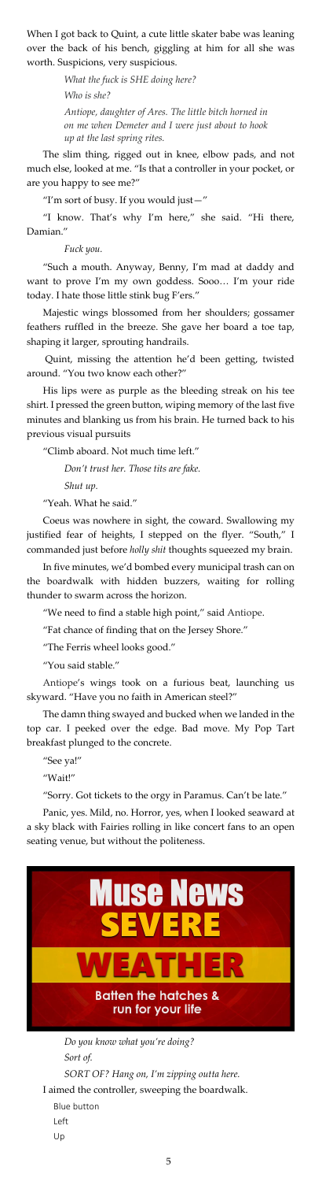When I got back to Quint, a cute little skater babe was leaning over the back of his bench, giggling at him for all she was worth. Suspicions, very suspicious.

> *What the fuck is SHE doing here?*
>
> *Who is she?*
>
> *Antiope, daughter of Ares. The little bitch horned in on me when Demeter and I were just about to hook up at the last spring rites.*

The slim thing, rigged out in knee, elbow pads, and not much else, looked at me. "Is that a controller in your pocket, or are you happy to see me?"

"I'm sort of busy. If you would just—"

"I know. That's why I'm here," she said. "Hi there, Damian."

> *Fuck you.*

"Such a mouth. Anyway, Benny, I'm mad at daddy and want to prove I'm my own goddess. Sooo… I'm your ride today. I hate those little stink bug F'ers."

Majestic wings blossomed from her shoulders; gossamer feathers ruffled in the breeze. She gave her board a toe tap, shaping it larger, sprouting handrails.

Quint, missing the attention he'd been getting, twisted around. "You two know each other?"

His lips were as purple as the bleeding streak on his tee shirt. I pressed the green button, wiping memory of the last five minutes and blanking us from his brain. He turned back to his previous visual pursuits

"Climb aboard. Not much time left."

> *Don't trust her. Those tits are fake.*
>
> *Shut up.*

"Yeah. What he said."

Coeus was nowhere in sight, the coward. Swallowing my justified fear of heights, I stepped on the flyer. "South," I commanded just before *holly shit* thoughts squeezed my brain.

In five minutes, we'd bombed every municipal trash can on the boardwalk with hidden buzzers, waiting for rolling thunder to swarm across the horizon.

"We need to find a stable high point," said Antiope.

"Fat chance of finding that on the Jersey Shore."

"The Ferris wheel looks good."

"You said stable."

Antiope's wings took on a furious beat, launching us skyward. "Have you no faith in American steel?"

The damn thing swayed and bucked when we landed in the top car. I peeked over the edge. Bad move. My Pop Tart breakfast plunged to the concrete.

"See ya!"

"Wait!"

"Sorry. Got tickets to the orgy in Paramus. Can't be late."

Panic, yes. Mild, no. Horror, yes, when I looked seaward at a sky black with Fairies rolling in like concert fans to an open seating venue, but without the politeness.

**Muse News**

**SEVERE WEATHER**

**Batten the hatches & run for your life**

> *Do you know what you're doing?*
>
> *Sort of.*
>
> *SORT OF? Hang on, I'm zipping outta here.*

I aimed the controller, sweeping the boardwalk.

Blue button

Left

Up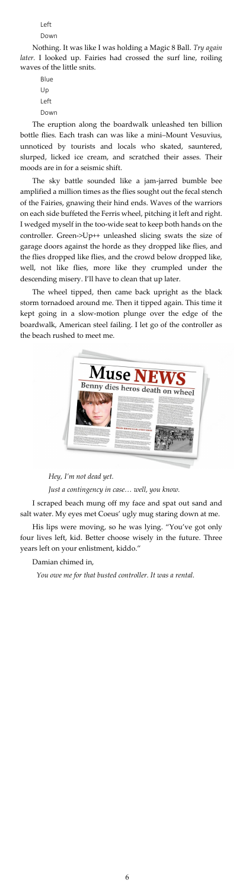Left

Down

Nothing. It was like I was holding a Magic 8 Ball. *Try again later.* I looked up. Fairies had crossed the surf line, roiling waves of the little snits.

Blue

Up

Left

Down

The eruption along the boardwalk unleashed ten billion bottle flies. Each trash can was like a mini–Mount Vesuvius, unnoticed by tourists and locals who skated, sauntered, slurped, licked ice cream, and scratched their asses. Their moods are in for a seismic shift.

The sky battle sounded like a jam-jarred bumble bee amplified a million times as the flies sought out the fecal stench of the Fairies, gnawing their hind ends. Waves of the warriors on each side buffeted the Ferris wheel, pitching it left and right. I wedged myself in the too-wide seat to keep both hands on the controller. Green->Up++ unleashed slicing swats the size of garage doors against the horde as they dropped like flies, and the flies dropped like flies, and the crowd below dropped like, well, not like flies, more like they crumpled under the descending misery. I'll have to clean that up later.

The wheel tipped, then came back upright as the black storm tornadoed around me. Then it tipped again. This time it kept going in a slow-motion plunge over the edge of the boardwalk, American steel failing. I let go of the controller as the beach rushed to meet me.

Muse NEWS

Benny dies heros death on wheel

*Hey, I'm not dead yet.*

*Just a contingency in case… well, you know.*

I scraped beach mung off my face and spat out sand and salt water. My eyes met Coeus' ugly mug staring down at me.

His lips were moving, so he was lying. "You've got only four lives left, kid. Better choose wisely in the future. Three years left on your enlistment, kiddo."

Damian chimed in,

*You owe me for that busted controller. It was a rental.*